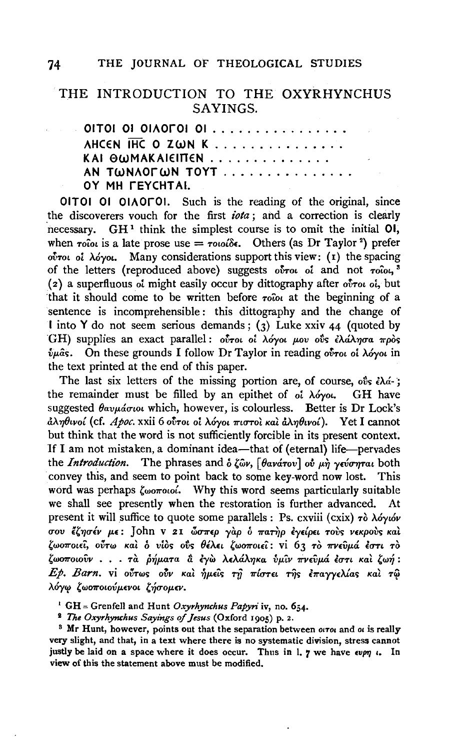## THE INTRODUCTION TO THE OXYRHYNCHUS SAYINGS.

ΟΙΤΟΙ ΟΙ ΟΙΛΟΓΟΙ ΟΙ . . . . . . . . . . . . . . . .
ΛΗϹЄΝ ΙΗ̅C̅ Ο ΖⲰΝ Κ . . . . . . . . . . . . . . . .
ΚΑΙ ΘⲰΜΑΚΑΙЄΙΠЄΝ . . . . . . . . . . . . . . .
ΑΝ ΤⲰΝΛΟΓⲰΝ ΤΟΥΤ . . . . . . . . . . . . . . .
ΟΥ ΜΗ ΓЄΥϹΗΤΑΙ.

ΟΙΤΟΙ ΟΙ ΟΙΛΟΓΟΙ. Such is the reading of the original, since the discoverers vouch for the first *iota*; and a correction is clearly necessary. GH[1] think the simplest course is to omit the initial ΟΙ, when τοῖοι is a late prose use = τοιοίδε. Others (as Dr Taylor[2]) prefer οὗτοι οἱ λόγοι. Many considerations support this view: (1) the spacing of the letters (reproduced above) suggests οὗτοι οἱ and not τοῖοι,[3] (2) a superfluous οἱ might easily occur by dittography after οὗτοι οἱ, but that it should come to be written before τοῖοι at the beginning of a sentence is incomprehensible: this dittography and the change of Ι into Υ do not seem serious demands; (3) Luke xxiv 44 (quoted by GH) supplies an exact parallel: οὗτοι οἱ λόγοι μου οὓς ἐλάλησα πρὸς ὑμᾶς. On these grounds I follow Dr Taylor in reading οὗτοι οἱ λόγοι in the text printed at the end of this paper.

The last six letters of the missing portion are, of course, οὓς ἐλά-; the remainder must be filled by an epithet of οἱ λόγοι. GH have suggested θαυμάσιοι which, however, is colourless. Better is Dr Lock's ἀληθινοί (cf. *Apoc.* xxii 6 οὗτοι οἱ λόγοι πιστοὶ καὶ ἀληθινοί). Yet I cannot but think that the word is not sufficiently forcible in its present context. If I am not mistaken, a dominant idea—that of (eternal) life—pervades the *Introduction*. The phrases ὁ ζῶν, [θανάτου] οὐ μὴ γεύσηται both convey this, and seem to point back to some key-word now lost. This word was perhaps ζωοποιοί. Why this word seems particularly suitable we shall see presently when the restoration is further advanced. At present it will suffice to quote some parallels: Ps. cxviii (cxix) τὸ λόγιόν σου ἔζησέν με: John v 21 ὥσπερ γὰρ ὁ πατὴρ ἐγείρει τοὺς νεκροὺς καὶ ζωοποιεῖ, οὕτω καὶ ὁ υἱὸς οὓς θέλει ζωοποιεῖ: vi 63 τὸ πνεῦμά ἐστι τὸ ζωοποιοῦν . . . τὰ ῥήματα ἃ ἐγὼ λελάληκα ὑμῖν πνεῦμά ἐστι καὶ ζωή: *Ep. Barn.* vi οὕτως οὖν καὶ ἡμεῖς τῇ πίστει τῆς ἐπαγγελίας καὶ τῷ λόγῳ ζωοποιούμενοι ζήσομεν.

[1] GH = Grenfell and Hunt *Oxyrhynchus Papyri* iv, no. 654.

[2] *The Oxyrhynchus Sayings of Jesus* (Oxford 1905) p. 2.

[3] Mr Hunt, however, points out that the separation between οιτοι and οι is really very slight, and that, in a text where there is no systematic division, stress cannot justly be laid on a space where it does occur. Thus in l. 7 we have ευρη ι. In view of this the statement above must be modified.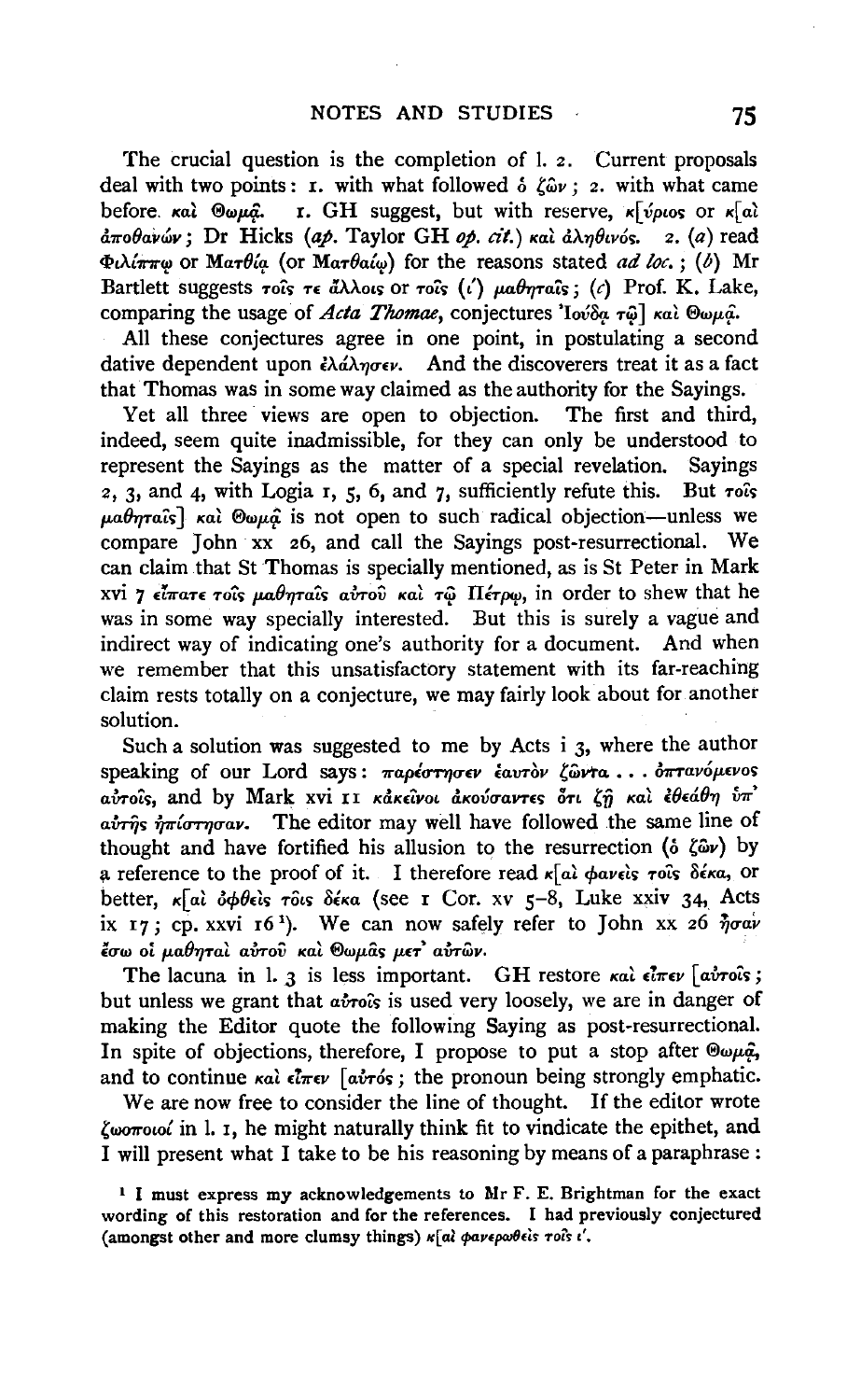The crucial question is the completion of l. 2. Current proposals deal with two points: 1. with what followed ὁ ζῶν; 2. with what came before. καὶ Θωμᾷ. 1. GH suggest, but with reserve, κ[ύριος or κ[αὶ ἀποθανών; Dr Hicks (*ap.* Taylor GH *op. cit.*) καὶ ἀληθινός. 2. (*a*) read Φιλίππῳ or Ματθίᾳ (or Ματθαίῳ) for the reasons stated *ad loc.*; (*b*) Mr Bartlett suggests τοῖς τε ἄλλοις or τοῖς (ι') μαθηταῖς; (*c*) Prof. K. Lake, comparing the usage of *Acta Thomae*, conjectures Ἰούδᾳ τῷ] καὶ Θωμᾷ.

All these conjectures agree in one point, in postulating a second dative dependent upon ἐλάλησεν. And the discoverers treat it as a fact that Thomas was in some way claimed as the authority for the Sayings.

Yet all three views are open to objection. The first and third, indeed, seem quite inadmissible, for they can only be understood to represent the Sayings as the matter of a special revelation. Sayings 2, 3, and 4, with Logia 1, 5, 6, and 7, sufficiently refute this. But τοῖς μαθηταῖς] καὶ Θωμᾷ is not open to such radical objection—unless we compare John xx 26, and call the Sayings post-resurrectional. We can claim that St Thomas is specially mentioned, as is St Peter in Mark xvi 7 εἴπατε τοῖς μαθηταῖς αὐτοῦ καὶ τῷ Πέτρῳ, in order to shew that he was in some way specially interested. But this is surely a vague and indirect way of indicating one's authority for a document. And when we remember that this unsatisfactory statement with its far-reaching claim rests totally on a conjecture, we may fairly look about for another solution.

Such a solution was suggested to me by Acts i 3, where the author speaking of our Lord says: παρέστησεν ἑαυτὸν ζῶντα . . . ὀπτανόμενος αὐτοῖς, and by Mark xvi 11 κἀκεῖνοι ἀκούσαντες ὅτι ζῇ καὶ ἐθεάθη ὑπ' αὐτῆς ἠπίστησαν. The editor may well have followed the same line of thought and have fortified his allusion to the resurrection (ὁ ζῶν) by a reference to the proof of it. I therefore read κ[αὶ φανεὶς τοῖς δέκα, or better, κ[αὶ ὀφθεὶς τοῖς δέκα (see 1 Cor. xv 5–8, Luke xxiv 34, Acts ix 17; cp. xxvi 16[1]). We can now safely refer to John xx 26 ἦσαν ἔσω οἱ μαθηταὶ αὐτοῦ καὶ Θωμᾶς μετ' αὐτῶν.

The lacuna in l. 3 is less important. GH restore καὶ εἶπεν [αὐτοῖς; but unless we grant that αὐτοῖς is used very loosely, we are in danger of making the Editor quote the following Saying as post-resurrectional. In spite of objections, therefore, I propose to put a stop after Θωμᾷ, and to continue καὶ εἶπεν [αὐτός; the pronoun being strongly emphatic.

We are now free to consider the line of thought. If the editor wrote ζωοποιοί in l. 1, he might naturally think fit to vindicate the epithet, and I will present what I take to be his reasoning by means of a paraphrase:

[1] I must express my acknowledgements to Mr F. E. Brightman for the exact wording of this restoration and for the references. I had previously conjectured (amongst other and more clumsy things) κ[αὶ φανερωθεὶς τοῖς ι'.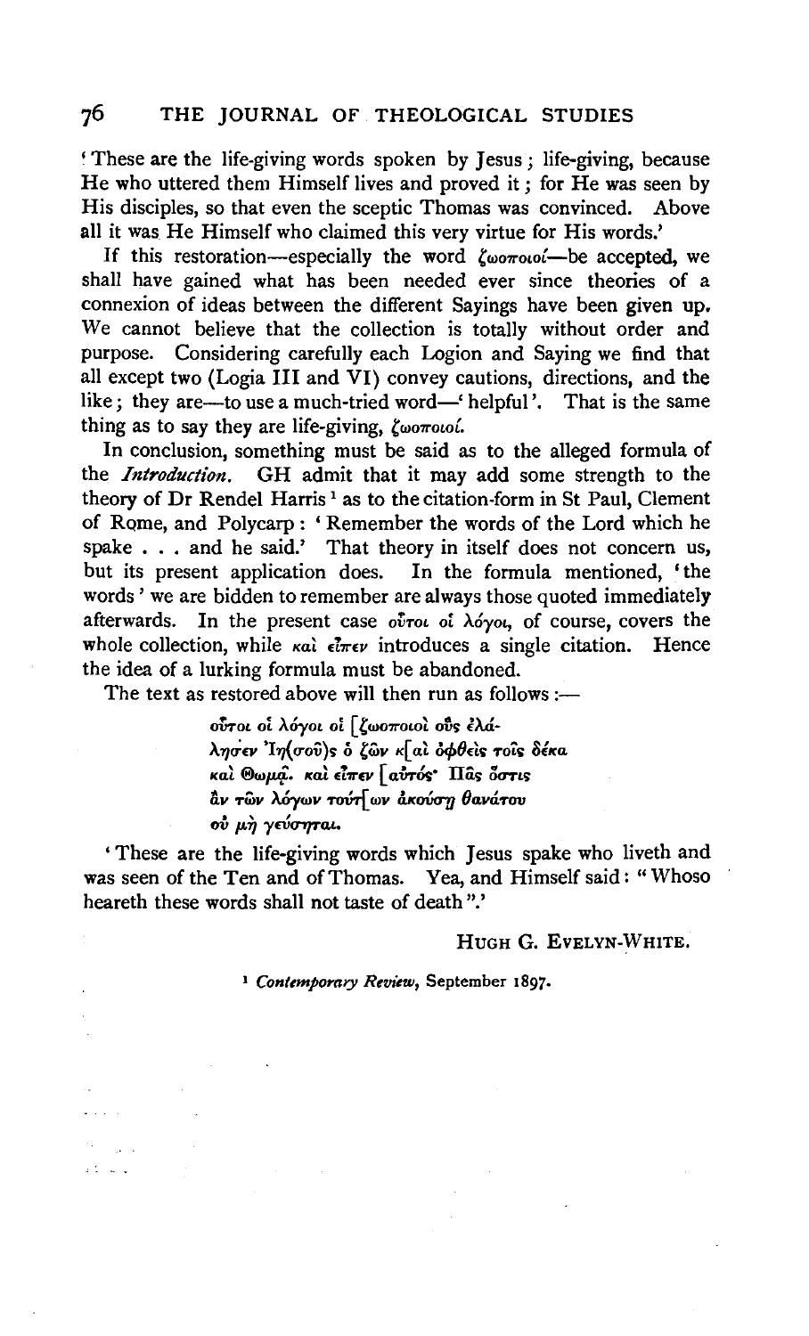'These are the life-giving words spoken by Jesus; life-giving, because He who uttered them Himself lives and proved it; for He was seen by His disciples, so that even the sceptic Thomas was convinced. Above all it was He Himself who claimed this very virtue for His words.'

If this restoration—especially the word ζωοποιοί—be accepted, we shall have gained what has been needed ever since theories of a connexion of ideas between the different Sayings have been given up. We cannot believe that the collection is totally without order and purpose. Considering carefully each Logion and Saying we find that all except two (Logia III and VI) convey cautions, directions, and the like; they are—to use a much-tried word—'helpful'. That is the same thing as to say they are life-giving, ζωοποιοί.

In conclusion, something must be said as to the alleged formula of the *Introduction*. GH admit that it may add some strength to the theory of Dr Rendel Harris[1] as to the citation-form in St Paul, Clement of Rome, and Polycarp: 'Remember the words of the Lord which he spake . . . and he said.' That theory in itself does not concern us, but its present application does. In the formula mentioned, 'the words' we are bidden to remember are always those quoted immediately afterwards. In the present case οὗτοι οἱ λόγοι, of course, covers the whole collection, while καὶ εἶπεν introduces a single citation. Hence the idea of a lurking formula must be abandoned.

The text as restored above will then run as follows:—

> οὗτοι οἱ λόγοι οἱ [ζωοποιοὶ οὓς ἐλά-
> λησεν Ἰη(σοῦ)ς ὁ ζῶν κ[αὶ ὀφθεὶς τοῖς δέκα
> καὶ Θωμᾷ. καὶ εἶπεν [αὐτός· Πᾶς ὅστις
> ἂν τῶν λόγων τούτ[ων ἀκούσῃ θανάτου
> οὐ μὴ γεύσηται.

'These are the life-giving words which Jesus spake who liveth and was seen of the Ten and of Thomas. Yea, and Himself said: "Whoso heareth these words shall not taste of death".'

HUGH G. EVELYN-WHITE.

[1] *Contemporary Review*, September 1897.